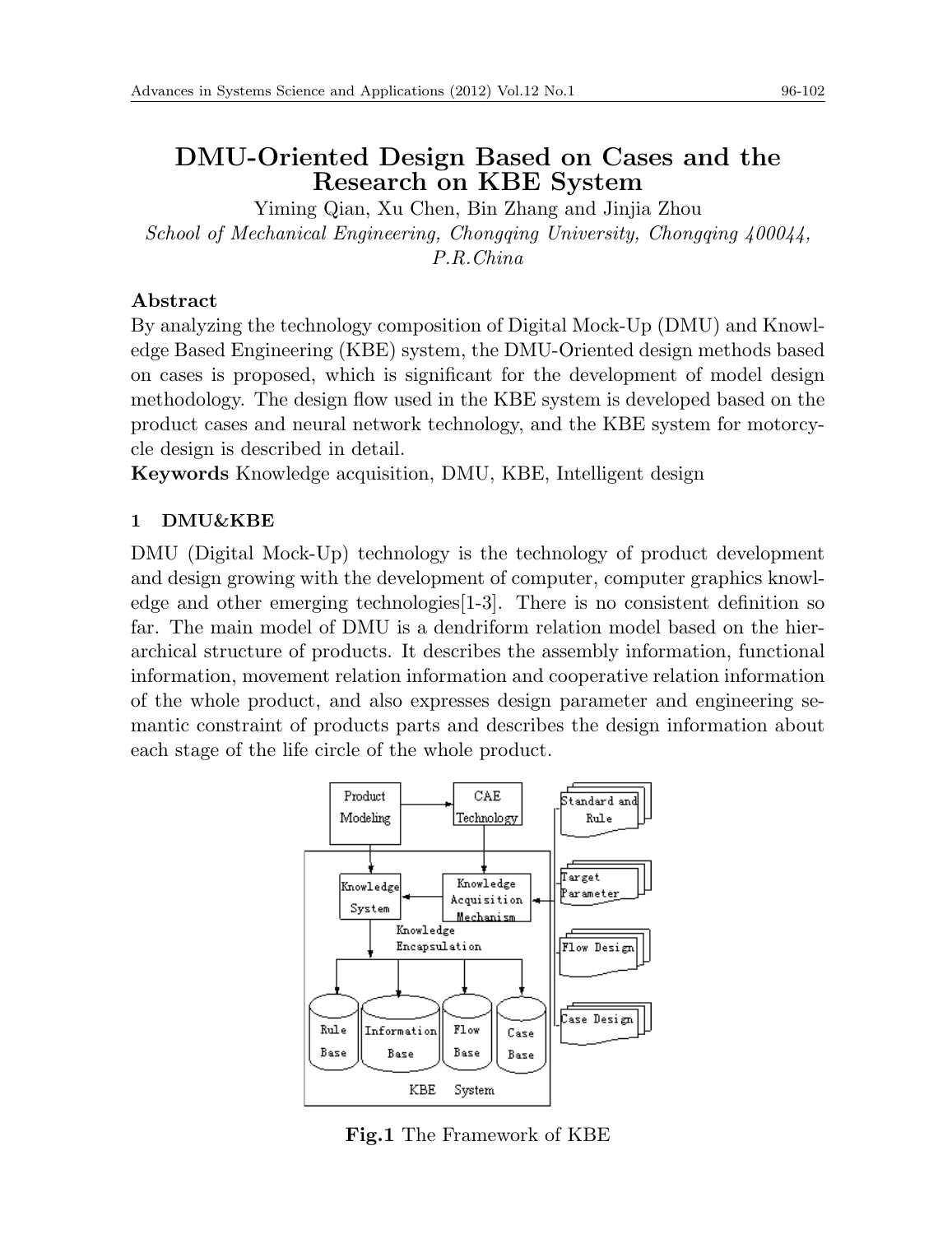# DMU-Oriented Design Based on Cases and the Research on KBE System

Yiming Qian, Xu Chen, Bin Zhang and Jinjia Zhou

*School of Mechanical Engineering, Chongqing University, Chongqing 400044, P.R.China*

## Abstract

By analyzing the technology composition of Digital Mock-Up (DMU) and Knowledge Based Engineering (KBE) system, the DMU-Oriented design methods based on cases is proposed, which is significant for the development of model design methodology. The design flow used in the KBE system is developed based on the product cases and neural network technology, and the KBE system for motorcycle design is described in detail.

**Keywords** Knowledge acquisition, DMU, KBE, Intelligent design

## 1 DMU&KBE

DMU (Digital Mock-Up) technology is the technology of product development and design growing with the development of computer, computer graphics knowledge and other emerging technologies[1-3]. There is no consistent definition so far. The main model of DMU is a dendriform relation model based on the hierarchical structure of products. It describes the assembly information, functional information, movement relation information and cooperative relation information of the whole product, and also expresses design parameter and engineering semantic constraint of products parts and describes the design information about each stage of the life circle of the whole product.

**Fig.1** The Framework of KBE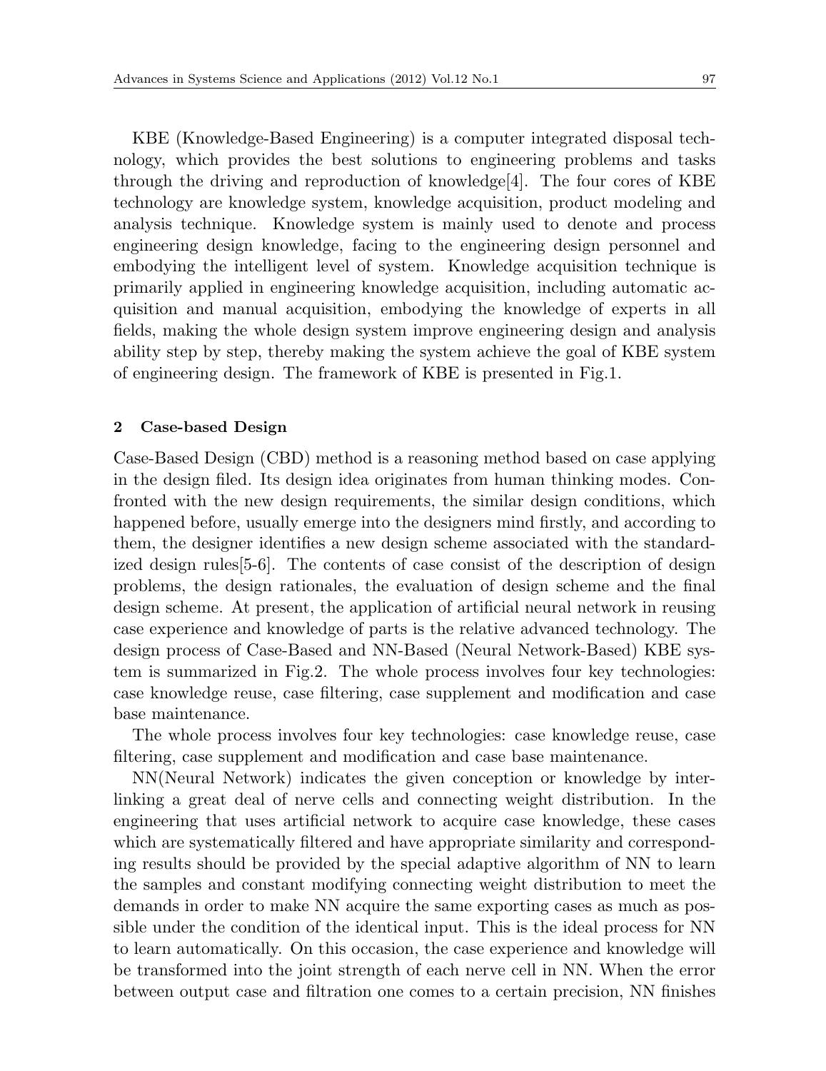KBE (Knowledge-Based Engineering) is a computer integrated disposal technology, which provides the best solutions to engineering problems and tasks through the driving and reproduction of knowledge[4]. The four cores of KBE technology are knowledge system, knowledge acquisition, product modeling and analysis technique. Knowledge system is mainly used to denote and process engineering design knowledge, facing to the engineering design personnel and embodying the intelligent level of system. Knowledge acquisition technique is primarily applied in engineering knowledge acquisition, including automatic acquisition and manual acquisition, embodying the knowledge of experts in all fields, making the whole design system improve engineering design and analysis ability step by step, thereby making the system achieve the goal of KBE system of engineering design. The framework of KBE is presented in Fig.1.

## 2 Case-based Design

Case-Based Design (CBD) method is a reasoning method based on case applying in the design filed. Its design idea originates from human thinking modes. Confronted with the new design requirements, the similar design conditions, which happened before, usually emerge into the designers mind firstly, and according to them, the designer identifies a new design scheme associated with the standardized design rules[5-6]. The contents of case consist of the description of design problems, the design rationales, the evaluation of design scheme and the final design scheme. At present, the application of artificial neural network in reusing case experience and knowledge of parts is the relative advanced technology. The design process of Case-Based and NN-Based (Neural Network-Based) KBE system is summarized in Fig.2. The whole process involves four key technologies: case knowledge reuse, case filtering, case supplement and modification and case base maintenance.

The whole process involves four key technologies: case knowledge reuse, case filtering, case supplement and modification and case base maintenance.

NN(Neural Network) indicates the given conception or knowledge by interlinking a great deal of nerve cells and connecting weight distribution. In the engineering that uses artificial network to acquire case knowledge, these cases which are systematically filtered and have appropriate similarity and corresponding results should be provided by the special adaptive algorithm of NN to learn the samples and constant modifying connecting weight distribution to meet the demands in order to make NN acquire the same exporting cases as much as possible under the condition of the identical input. This is the ideal process for NN to learn automatically. On this occasion, the case experience and knowledge will be transformed into the joint strength of each nerve cell in NN. When the error between output case and filtration one comes to a certain precision, NN finishes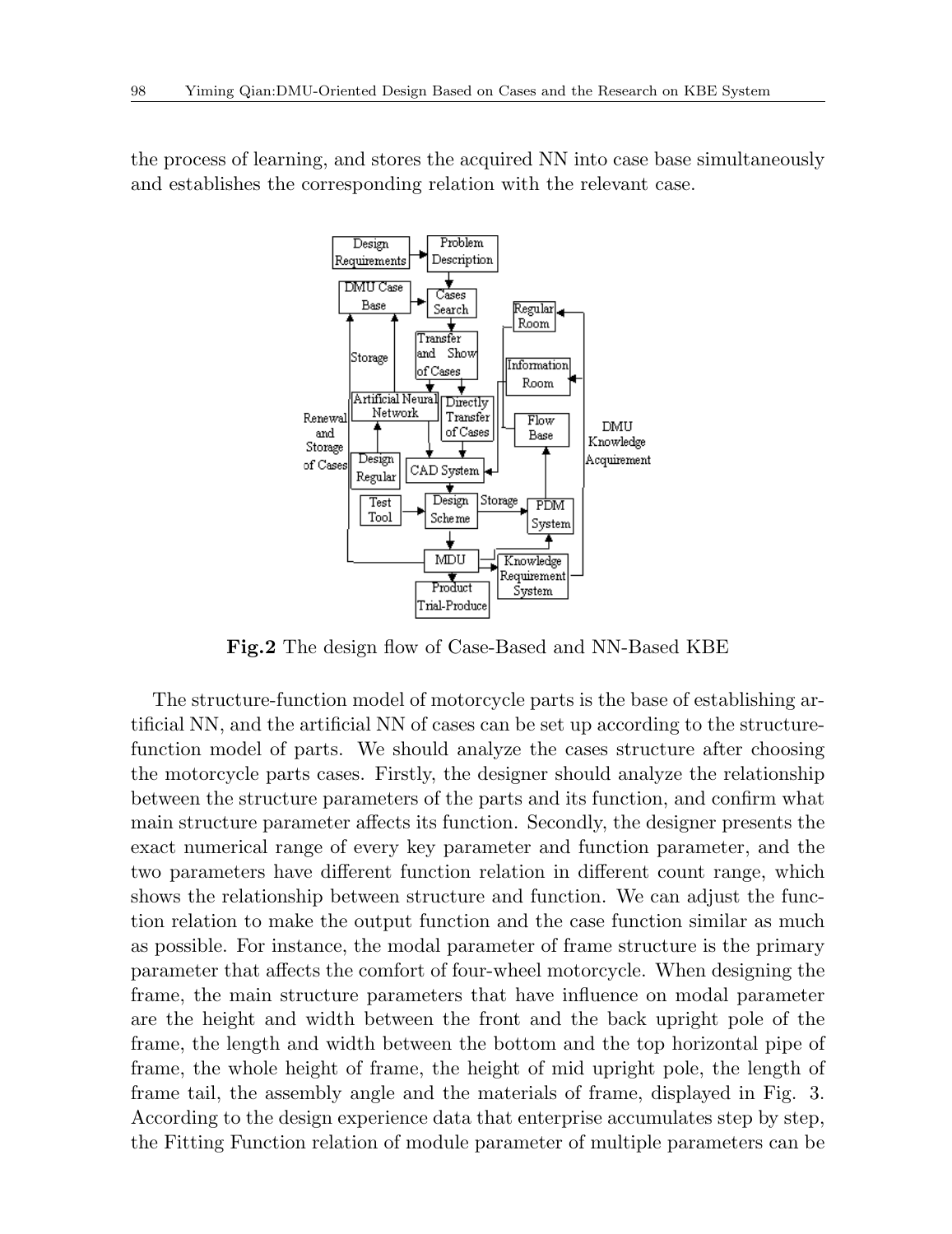the process of learning, and stores the acquired NN into case base simultaneously and establishes the corresponding relation with the relevant case.

**Fig.2** The design flow of Case-Based and NN-Based KBE

The structure-function model of motorcycle parts is the base of establishing artificial NN, and the artificial NN of cases can be set up according to the structure-function model of parts. We should analyze the cases structure after choosing the motorcycle parts cases. Firstly, the designer should analyze the relationship between the structure parameters of the parts and its function, and confirm what main structure parameter affects its function. Secondly, the designer presents the exact numerical range of every key parameter and function parameter, and the two parameters have different function relation in different count range, which shows the relationship between structure and function. We can adjust the function relation to make the output function and the case function similar as much as possible. For instance, the modal parameter of frame structure is the primary parameter that affects the comfort of four-wheel motorcycle. When designing the frame, the main structure parameters that have influence on modal parameter are the height and width between the front and the back upright pole of the frame, the length and width between the bottom and the top horizontal pipe of frame, the whole height of frame, the height of mid upright pole, the length of frame tail, the assembly angle and the materials of frame, displayed in Fig. 3. According to the design experience data that enterprise accumulates step by step, the Fitting Function relation of module parameter of multiple parameters can be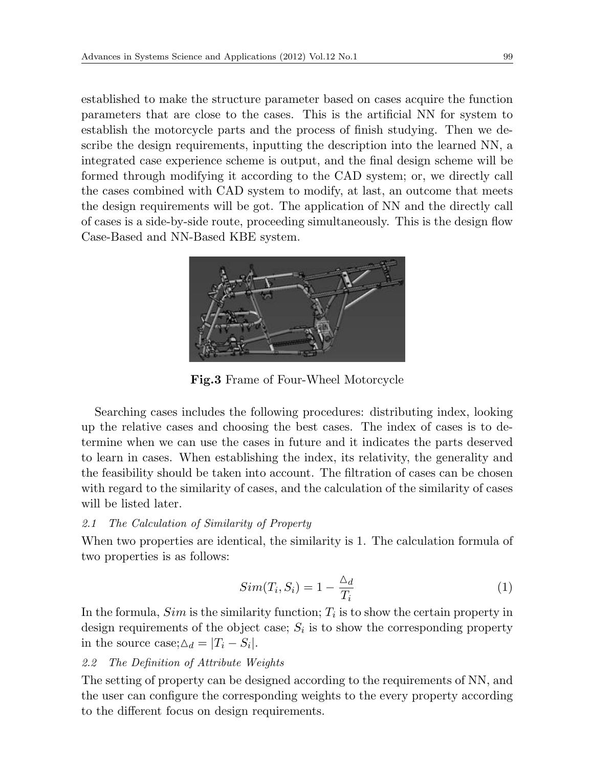established to make the structure parameter based on cases acquire the function parameters that are close to the cases. This is the artificial NN for system to establish the motorcycle parts and the process of finish studying. Then we describe the design requirements, inputting the description into the learned NN, a integrated case experience scheme is output, and the final design scheme will be formed through modifying it according to the CAD system; or, we directly call the cases combined with CAD system to modify, at last, an outcome that meets the design requirements will be got. The application of NN and the directly call of cases is a side-by-side route, proceeding simultaneously. This is the design flow Case-Based and NN-Based KBE system.

**Fig.3** Frame of Four-Wheel Motorcycle

Searching cases includes the following procedures: distributing index, looking up the relative cases and choosing the best cases. The index of cases is to determine when we can use the cases in future and it indicates the parts deserved to learn in cases. When establishing the index, its relativity, the generality and the feasibility should be taken into account. The filtration of cases can be chosen with regard to the similarity of cases, and the calculation of the similarity of cases will be listed later.

### *2.1 The Calculation of Similarity of Property*

When two properties are identical, the similarity is 1. The calculation formula of two properties is as follows:

$$Sim(T_i, S_i) = 1 - \frac{\triangle_d}{T_i} \tag{1}$$

In the formula, $Sim$ is the similarity function; $T_i$ is to show the certain property in design requirements of the object case; $S_i$ is to show the corresponding property in the source case;$\triangle_d = |T_i - S_i|$.

### *2.2 The Definition of Attribute Weights*

The setting of property can be designed according to the requirements of NN, and the user can configure the corresponding weights to the every property according to the different focus on design requirements.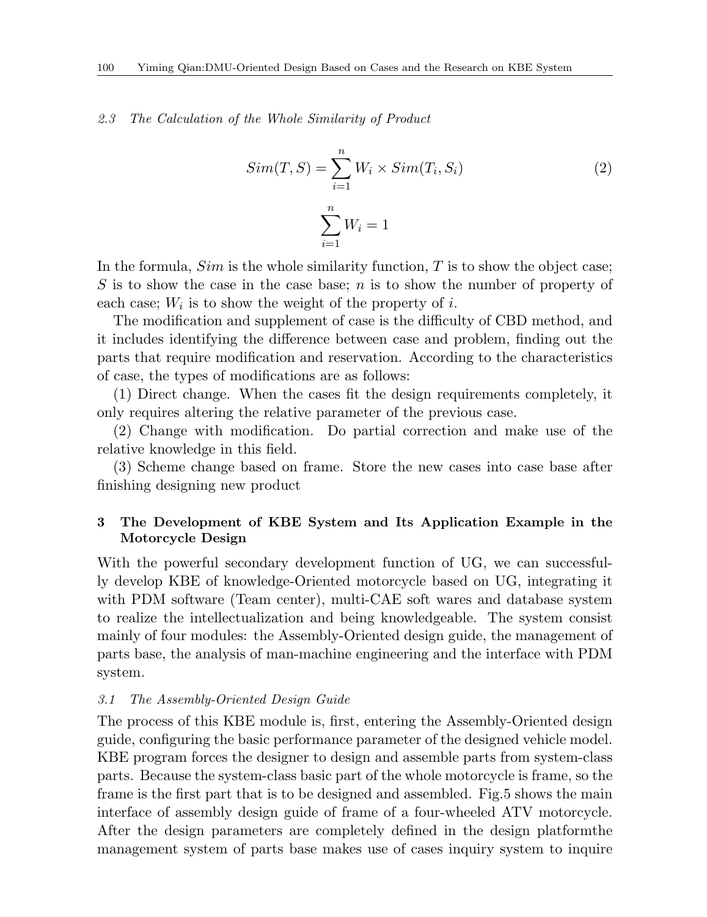### 2.3 The Calculation of the Whole Similarity of Product

$$Sim(T, S) = \sum_{i=1}^{n} W_i \times Sim(T_i, S_i) \tag{2}$$

$$\sum_{i=1}^{n} W_i = 1$$

In the formula, $Sim$ is the whole similarity function, $T$ is to show the object case; $S$ is to show the case in the case base; $n$ is to show the number of property of each case; $W_i$ is to show the weight of the property of $i$.

The modification and supplement of case is the difficulty of CBD method, and it includes identifying the difference between case and problem, finding out the parts that require modification and reservation. According to the characteristics of case, the types of modifications are as follows:

(1) Direct change. When the cases fit the design requirements completely, it only requires altering the relative parameter of the previous case.

(2) Change with modification. Do partial correction and make use of the relative knowledge in this field.

(3) Scheme change based on frame. Store the new cases into case base after finishing designing new product

## 3 The Development of KBE System and Its Application Example in the Motorcycle Design

With the powerful secondary development function of UG, we can successfully develop KBE of knowledge-Oriented motorcycle based on UG, integrating it with PDM software (Team center), multi-CAE soft wares and database system to realize the intellectualization and being knowledgeable. The system consist mainly of four modules: the Assembly-Oriented design guide, the management of parts base, the analysis of man-machine engineering and the interface with PDM system.

### 3.1 The Assembly-Oriented Design Guide

The process of this KBE module is, first, entering the Assembly-Oriented design guide, configuring the basic performance parameter of the designed vehicle model. KBE program forces the designer to design and assemble parts from system-class parts. Because the system-class basic part of the whole motorcycle is frame, so the frame is the first part that is to be designed and assembled. Fig.5 shows the main interface of assembly design guide of frame of a four-wheeled ATV motorcycle. After the design parameters are completely defined in the design platformthe management system of parts base makes use of cases inquiry system to inquire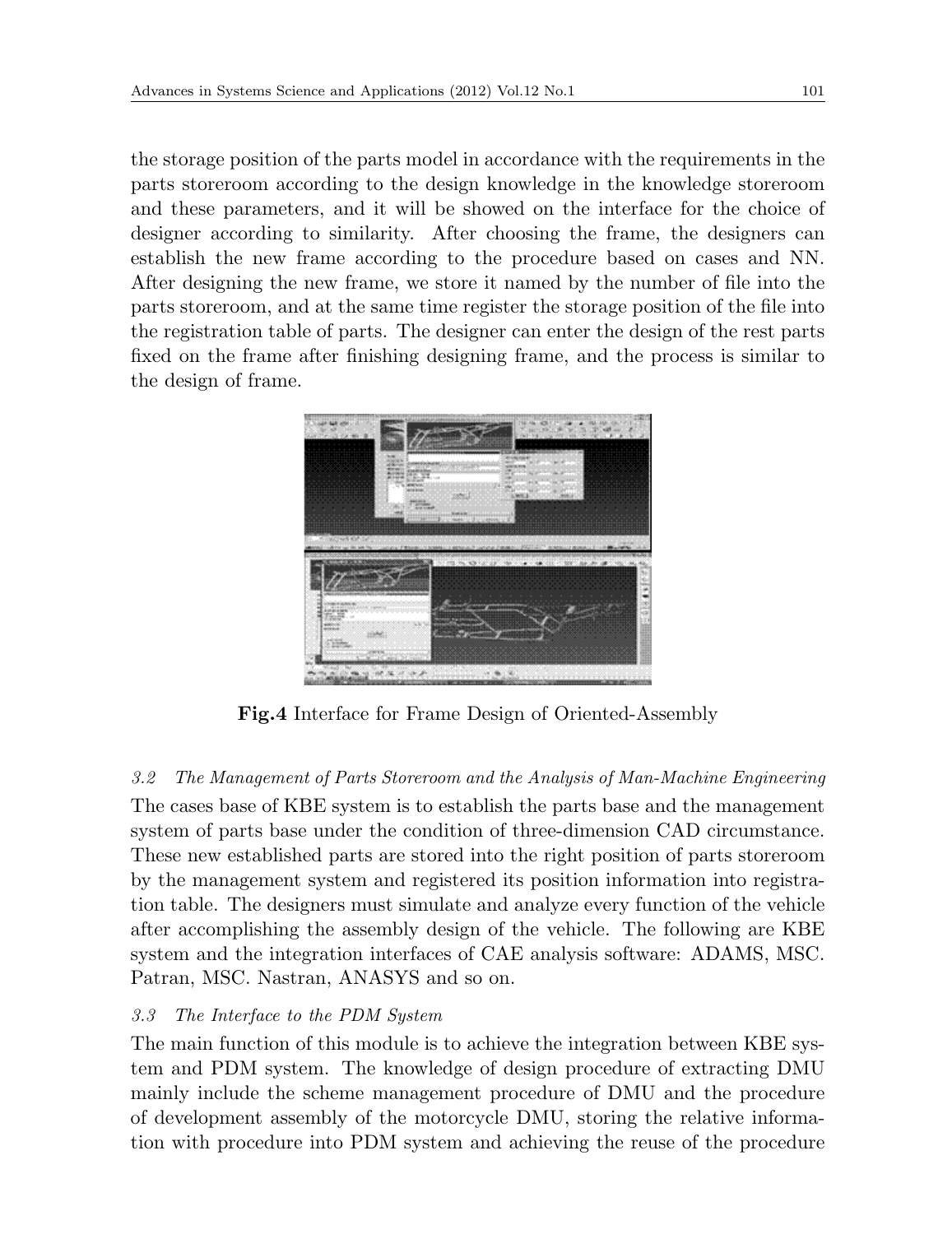the storage position of the parts model in accordance with the requirements in the parts storeroom according to the design knowledge in the knowledge storeroom and these parameters, and it will be showed on the interface for the choice of designer according to similarity. After choosing the frame, the designers can establish the new frame according to the procedure based on cases and NN. After designing the new frame, we store it named by the number of file into the parts storeroom, and at the same time register the storage position of the file into the registration table of parts. The designer can enter the design of the rest parts fixed on the frame after finishing designing frame, and the process is similar to the design of frame.

**Fig.4** Interface for Frame Design of Oriented-Assembly

### *3.2 The Management of Parts Storeroom and the Analysis of Man-Machine Engineering*

The cases base of KBE system is to establish the parts base and the management system of parts base under the condition of three-dimension CAD circumstance. These new established parts are stored into the right position of parts storeroom by the management system and registered its position information into registration table. The designers must simulate and analyze every function of the vehicle after accomplishing the assembly design of the vehicle. The following are KBE system and the integration interfaces of CAE analysis software: ADAMS, MSC. Patran, MSC. Nastran, ANASYS and so on.

### *3.3 The Interface to the PDM System*

The main function of this module is to achieve the integration between KBE system and PDM system. The knowledge of design procedure of extracting DMU mainly include the scheme management procedure of DMU and the procedure of development assembly of the motorcycle DMU, storing the relative information with procedure into PDM system and achieving the reuse of the procedure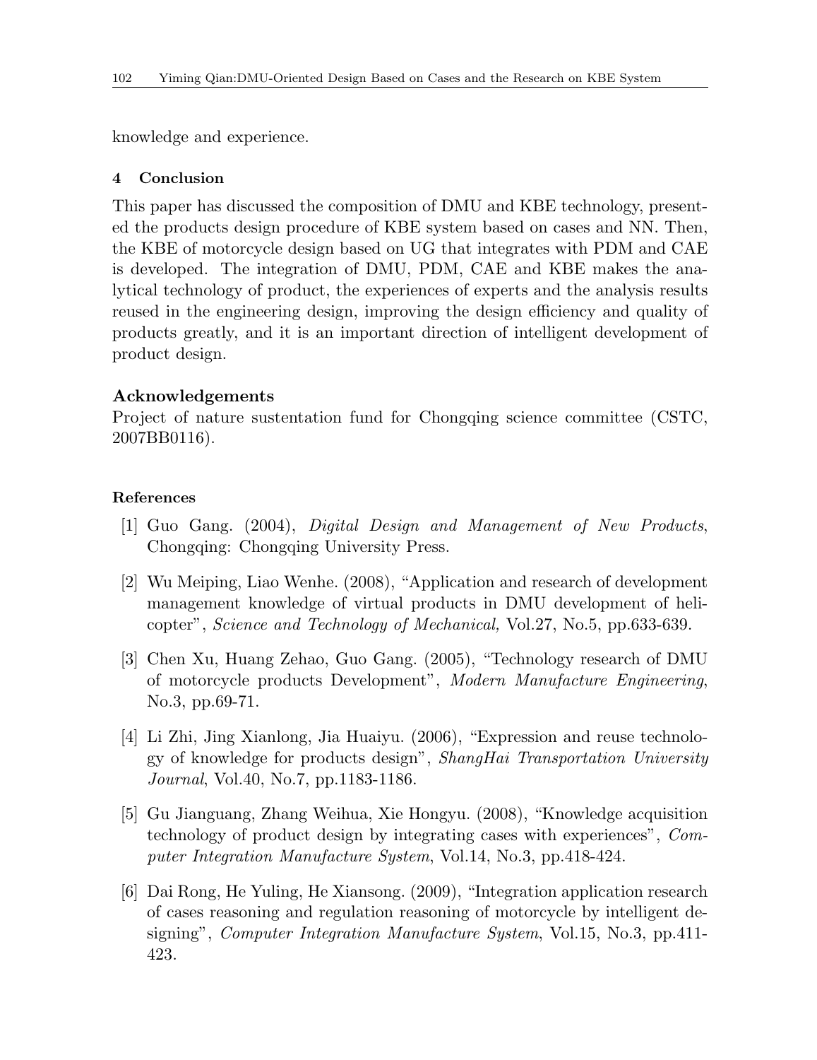knowledge and experience.

## 4 Conclusion

This paper has discussed the composition of DMU and KBE technology, presented the products design procedure of KBE system based on cases and NN. Then, the KBE of motorcycle design based on UG that integrates with PDM and CAE is developed. The integration of DMU, PDM, CAE and KBE makes the analytical technology of product, the experiences of experts and the analysis results reused in the engineering design, improving the design efficiency and quality of products greatly, and it is an important direction of intelligent development of product design.

## Acknowledgements

Project of nature sustentation fund for Chongqing science committee (CSTC, 2007BB0116).

## References

[1] Guo Gang. (2004), *Digital Design and Management of New Products*, Chongqing: Chongqing University Press.

[2] Wu Meiping, Liao Wenhe. (2008), "Application and research of development management knowledge of virtual products in DMU development of helicopter", *Science and Technology of Mechanical,* Vol.27, No.5, pp.633-639.

[3] Chen Xu, Huang Zehao, Guo Gang. (2005), "Technology research of DMU of motorcycle products Development", *Modern Manufacture Engineering*, No.3, pp.69-71.

[4] Li Zhi, Jing Xianlong, Jia Huaiyu. (2006), "Expression and reuse technology of knowledge for products design", *ShangHai Transportation University Journal*, Vol.40, No.7, pp.1183-1186.

[5] Gu Jianguang, Zhang Weihua, Xie Hongyu. (2008), "Knowledge acquisition technology of product design by integrating cases with experiences", *Computer Integration Manufacture System*, Vol.14, No.3, pp.418-424.

[6] Dai Rong, He Yuling, He Xiansong. (2009), "Integration application research of cases reasoning and regulation reasoning of motorcycle by intelligent designing", *Computer Integration Manufacture System*, Vol.15, No.3, pp.411-423.